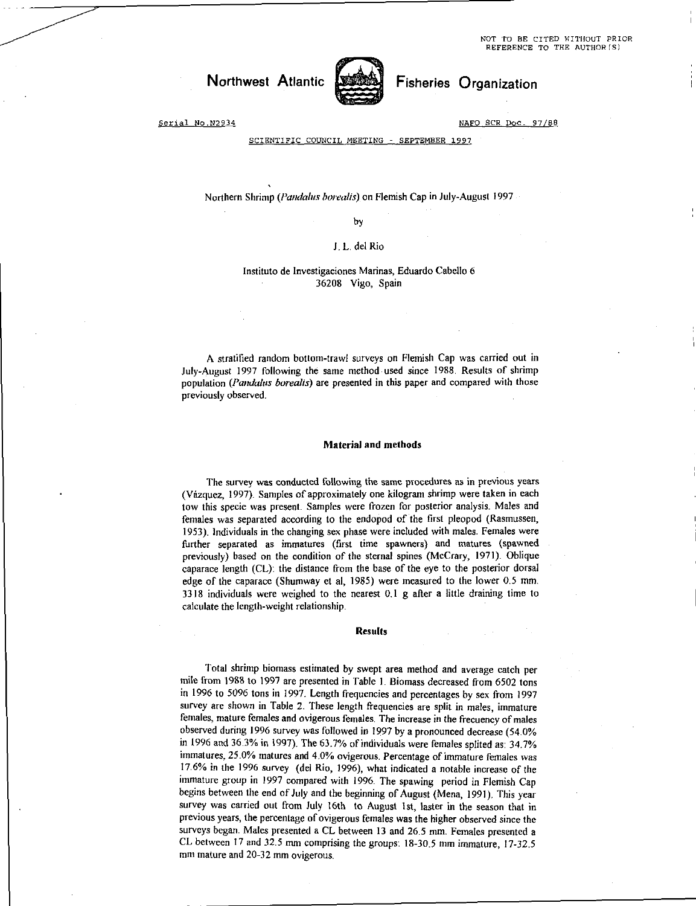NOT TO BE CITED WITHOUT PRIOR REFERENCE TO THE AUTHOR(S)

# Northwest Atlantic Fisheries Organization

Serial No.N2934 NAFO SCR Doc. 97/88

SCIENTIFIC COUNCIL MEETING - SEPTEMBER 1997

## Northern Shrimp (*Pandalus borealis*) on Flemish Cap in July-August 1997

by

J. L. del Rio

Instituto de Investigaciones Marinas, Eduardo Cabello 6
36208 Vigo, Spain

A stratified random bottom-trawl surveys on Flemish Cap was carried out in July-August 1997 following the same method used since 1988. Results of shrimp population (*Pandalus borealis*) are presented in this paper and compared with those previously observed.

### Material and methods

The survey was conducted following the same procedures as in previous years (Vázquez, 1997). Samples of approximately one kilogram shrimp were taken in each tow this specie was present. Samples were frozen for posterior analysis. Males and females was separated according to the endopod of the first pleopod (Rasmussen, 1953). Individuals in the changing sex phase were included with males. Females were further separated as immatures (first time spawners) and matures (spawned previously) based on the condition of the sternal spines (McCrary, 1971). Oblique caparace length (CL): the distance from the base of the eye to the posterior dorsal edge of the caparace (Shumway et al, 1985) were measured to the lower 0.5 mm. 3318 individuals were weighed to the nearest 0.1 g after a little draining time to calculate the length-weight relationship.

### Results

Total shrimp biomass estimated by swept area method and average catch per mile from 1988 to 1997 are presented in Table 1. Biomass decreased from 6502 tons in 1996 to 5096 tons in 1997. Length frequencies and percentages by sex from 1997 survey are shown in Table 2. These length frequencies are split in males, immature females, mature females and ovigerous females. The increase in the frecuency of males observed during 1996 survey was followed in 1997 by a pronounced decrease (54.0% in 1996 and 36.3% in 1997). The 63.7% of individuals were females splited as: 34.7% immatures, 25.0% matures and 4.0% ovigerous. Percentage of immature females was 17.6% in the 1996 survey (del Rio, 1996), what indicated a notable increase of the immature group in 1997 compared with 1996. The spawning period in Flemish Cap begins between the end of July and the beginning of August (Mena, 1991). This year survey was carried out from July 16th to August 1st, laster in the season that in previous years, the percentage of ovigerous females was the higher observed since the surveys began. Males presented a CL between 13 and 26.5 mm. Females presented a CL between 17 and 32.5 mm comprising the groups: 18-30.5 mm immature, 17-32.5 mm mature and 20-32 mm ovigerous.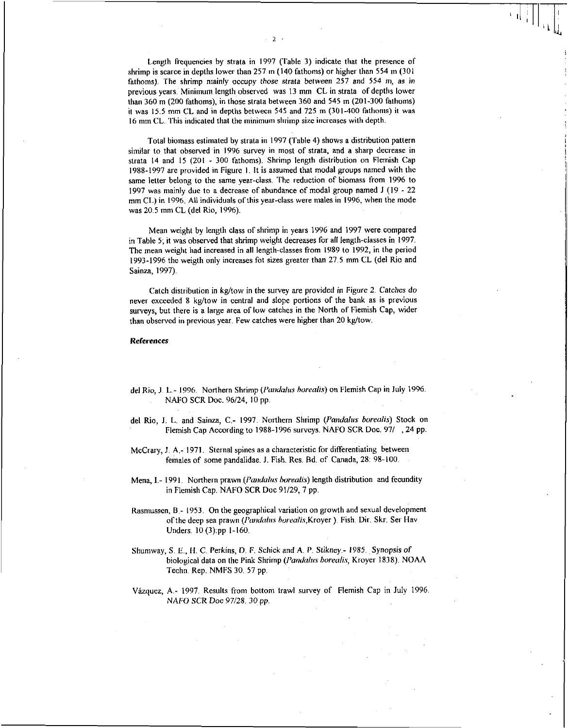Length frequencies by strata in 1997 (Table 3) indicate that the presence of shrimp is scarce in depths lower than 257 m (140 fathoms) or higher than 554 m (301 fathoms). The shrimp mainly occupy those strata between 257 and 554 m, as in previous years. Minimum length observed was 13 mm CL in strata of depths lower than 360 m (200 fathoms), in those strata between 360 and 545 m (201-300 fathoms) it was 15.5 mm CL and in depths between 545 and 725 m (301-400 fathoms) it was 16 mm CL. This indicated that the minimum shrimp size increases with depth.

Total biomass estimated by strata in 1997 (Table 4) shows a distribution pattern similar to that observed in 1996 survey in most of strata, and a sharp decrease in strata 14 and 15 (201 - 300 fathoms). Shrimp length distribution on Flemish Cap 1988-1997 are provided in Figure 1. It is assumed that modal groups named with the same letter belong to the same year-class. The reduction of biomass from 1996 to 1997 was mainly due to a decrease of abundance of modal group named J (19 - 22 mm CL) in 1996. All individuals of this year-class were males in 1996, when the mode was 20.5 mm CL (del Rio, 1996).

Mean weight by length class of shrimp in years 1996 and 1997 were compared in Table 5; it was observed that shrimp weight decreases for all length-classes in 1997. The mean weight had increased in all length-classes from 1989 to 1992, in the period 1993-1996 the weigth only increases fot sizes greater than 27.5 mm CL (del Rio and Sainza, 1997).

Catch distribution in kg/tow in the survey are provided in Figure 2. Catches do never exceeded 8 kg/tow in central and slope portions of the bank as is previous surveys, but there is a large area of low catches in the North of Flemish Cap, wider than observed in previous year. Few catches were higher than 20 kg/tow.

## References

del Rio, J. L.- 1996. Northern Shrimp (*Pandalus borealis*) on Flemish Cap in July 1996. NAFO SCR Doc. 96/24, 10 pp.

del Rio, J. L. and Sainza, C.- 1997. Northern Shrimp (*Pandalus borealis*) Stock on Flemish Cap According to 1988-1996 surveys. NAFO SCR Doc. 97/ , 24 pp.

McCrary, J. A.- 1971. Sternal spines as a characteristic for differentiating between females of some pandalidae. J. Fish. Res. Bd. of Canada, 28: 98-100.

Mena, I.- 1991. Northern prawn (*Pandalus borealis*) length distribution and fecundity in Flemish Cap. NAFO SCR Doc 91/29, 7 pp.

Rasmussen, B.- 1953. On the geographical variation on growth and sexual development of the deep sea prawn (*Pandalus borealis*,Kroyer ). Fish. Dir. Skr. Ser Hav Unders. 10 (3):pp 1-160.

Shumway, S. E., H. C. Perkins, D. F. Schick and A. P. Stikney.- 1985. Synopsis of biological data on the Pink Shrimp (*Pandalus borealis*, Kroyer 1838). NOAA Techn. Rep. NMFS 30. 57 pp.

Vázquez, A.- 1997. Results from bottom trawl survey of Flemish Cap in July 1996. NAFO SCR Doc 97/28. 30 pp.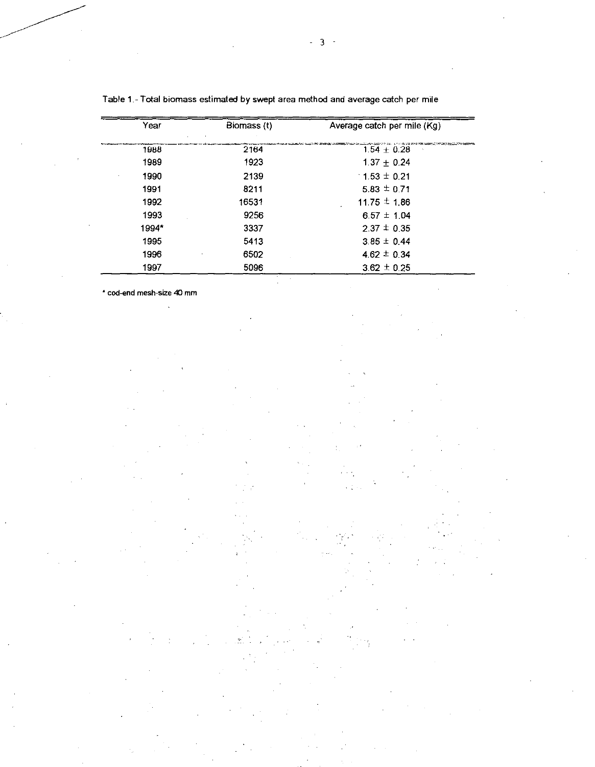Table 1.- Total biomass estimated by swept area method and average catch per mile

| Year | Biomass (t) | Average catch per mile (Kg) |
|---|---|---|
| 1988 | 2164 | 1.54 ± 0.28 |
| 1989 | 1923 | 1.37 ± 0.24 |
| 1990 | 2139 | 1.53 ± 0.21 |
| 1991 | 8211 | 5.83 ± 0.71 |
| 1992 | 16531 | 11.75 ± 1.86 |
| 1993 | 9256 | 6.57 ± 1.04 |
| 1994* | 3337 | 2.37 ± 0.35 |
| 1995 | 5413 | 3.85 ± 0.44 |
| 1996 | 6502 | 4.62 ± 0.34 |
| 1997 | 5096 | 3.62 ± 0.25 |

* cod-end mesh-size 40 mm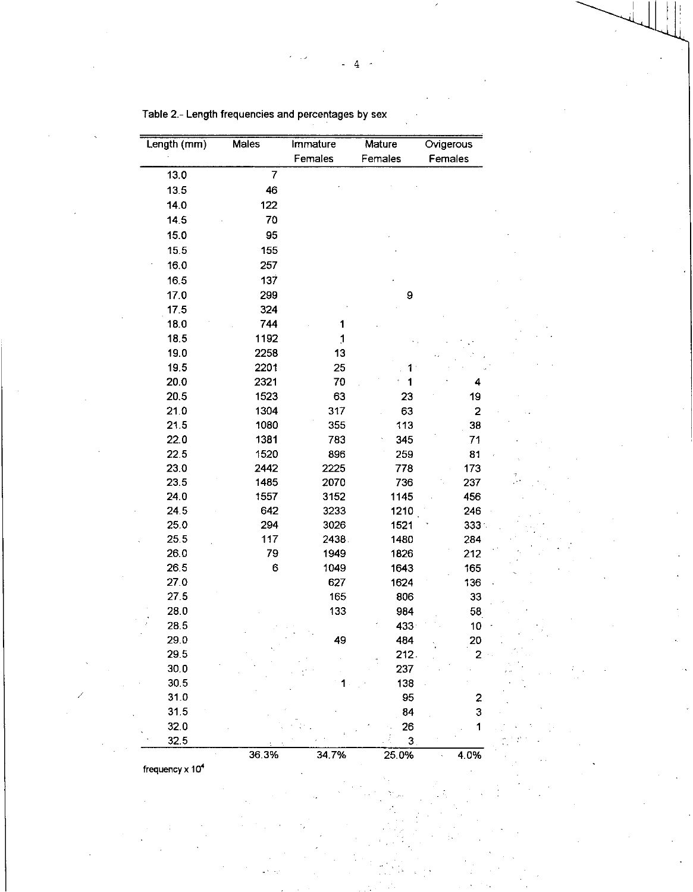Table 2.- Length frequencies and percentages by sex

| Length (mm) | Males | Immature Females | Mature Females | Ovigerous Females |
|---|---|---|---|---|
| 13.0 | 7 | | | |
| 13.5 | 46 | | | |
| 14.0 | 122 | | | |
| 14.5 | 70 | | | |
| 15.0 | 95 | | | |
| 15.5 | 155 | | | |
| 16.0 | 257 | | | |
| 16.5 | 137 | | | |
| 17.0 | 299 | | 9 | |
| 17.5 | 324 | | | |
| 18.0 | 744 | 1 | | |
| 18.5 | 1192 | 1 | | |
| 19.0 | 2258 | 13 | | |
| 19.5 | 2201 | 25 | 1 | |
| 20.0 | 2321 | 70 | 1 | 4 |
| 20.5 | 1523 | 63 | 23 | 19 |
| 21.0 | 1304 | 317 | 63 | 2 |
| 21.5 | 1080 | 355 | 113 | 38 |
| 22.0 | 1381 | 783 | 345 | 71 |
| 22.5 | 1520 | 896 | 259 | 81 |
| 23.0 | 2442 | 2225 | 778 | 173 |
| 23.5 | 1485 | 2070 | 736 | 237 |
| 24.0 | 1557 | 3152 | 1145 | 456 |
| 24.5 | 642 | 3233 | 1210 | 246 |
| 25.0 | 294 | 3026 | 1521 | 333 |
| 25.5 | 117 | 2438 | 1480 | 284 |
| 26.0 | 79 | 1949 | 1826 | 212 |
| 26.5 | 6 | 1049 | 1643 | 165 |
| 27.0 | | 627 | 1624 | 136 |
| 27.5 | | 165 | 806 | 33 |
| 28.0 | | 133 | 984 | 58 |
| 28.5 | | | 433 | 10 |
| 29.0 | | 49 | 484 | 20 |
| 29.5 | | | 212 | 2 |
| 30.0 | | | 237 | |
| 30.5 | | 1 | 138 | |
| 31.0 | | | 95 | 2 |
| 31.5 | | | 84 | 3 |
| 32.0 | | | 26 | 1 |
| 32.5 | | | 3 | |
| | 36.3% | 34.7% | 25.0% | 4.0% |

frequency x $10^4$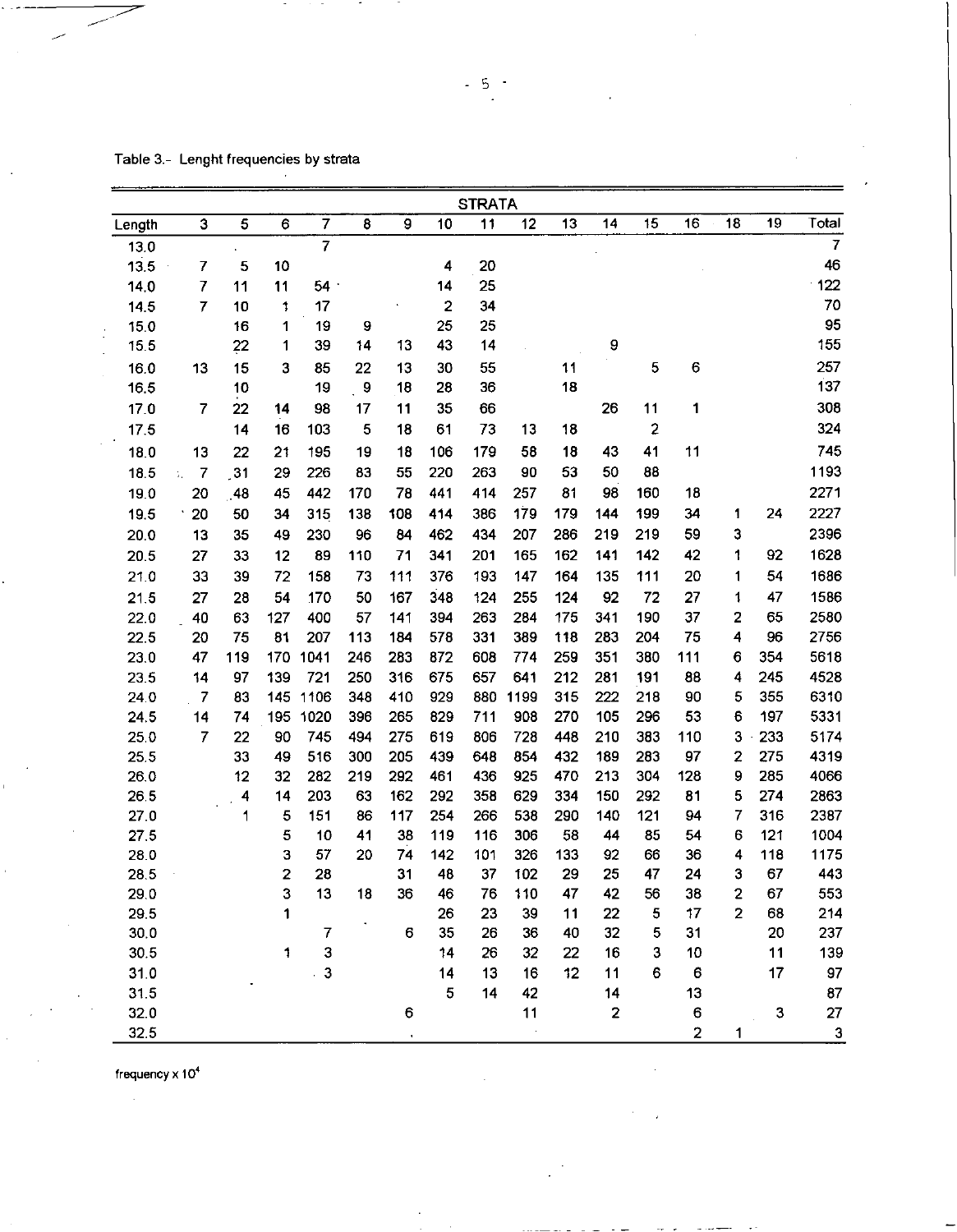Table 3.- Lenght frequencies by strata

| | STRATA | | | | | | | | | | | | | | | |
|---|---|---|---|---|---|---|---|---|---|---|---|---|---|---|---|---|
| Length | 3 | 5 | 6 | 7 | 8 | 9 | 10 | 11 | 12 | 13 | 14 | 15 | 16 | 18 | 19 | Total |
| 13.0 | | | | 7 | | | | | | | | | | | | 7 |
| 13.5 | 7 | 5 | 10 | | | | 4 | 20 | | | | | | | | 46 |
| 14.0 | 7 | 11 | 11 | 54 | | | 14 | 25 | | | | | | | | 122 |
| 14.5 | 7 | 10 | 1 | 17 | | | 2 | 34 | | | | | | | | 70 |
| 15.0 | | 16 | 1 | 19 | 9 | | 25 | 25 | | | | | | | | 95 |
| 15.5 | | 22 | 1 | 39 | 14 | 13 | 43 | 14 | | | 9 | | | | | 155 |
| 16.0 | 13 | 15 | 3 | 85 | 22 | 13 | 30 | 55 | | 11 | | 5 | 6 | | | 257 |
| 16.5 | | 10 | | 19 | 9 | 18 | 28 | 36 | | 18 | | | | | | 137 |
| 17.0 | 7 | 22 | 14 | 98 | 17 | 11 | 35 | 66 | | | 26 | 11 | 1 | | | 308 |
| 17.5 | | 14 | 16 | 103 | 5 | 18 | 61 | 73 | 13 | 18 | | 2 | | | | 324 |
| 18.0 | 13 | 22 | 21 | 195 | 19 | 18 | 106 | 179 | 58 | 18 | 43 | 41 | 11 | | | 745 |
| 18.5 | 7 | 31 | 29 | 226 | 83 | 55 | 220 | 263 | 90 | 53 | 50 | 88 | | | | 1193 |
| 19.0 | 20 | 48 | 45 | 442 | 170 | 78 | 441 | 414 | 257 | 81 | 98 | 160 | 18 | | | 2271 |
| 19.5 | 20 | 50 | 34 | 315 | 138 | 108 | 414 | 386 | 179 | 179 | 144 | 199 | 34 | 1 | 24 | 2227 |
| 20.0 | 13 | 35 | 49 | 230 | 96 | 84 | 462 | 434 | 207 | 286 | 219 | 219 | 59 | 3 | | 2396 |
| 20.5 | 27 | 33 | 12 | 89 | 110 | 71 | 341 | 201 | 165 | 162 | 141 | 142 | 42 | 1 | 92 | 1628 |
| 21.0 | 33 | 39 | 72 | 158 | 73 | 111 | 376 | 193 | 147 | 164 | 135 | 111 | 20 | 1 | 54 | 1686 |
| 21.5 | 27 | 28 | 54 | 170 | 50 | 167 | 348 | 124 | 255 | 124 | 92 | 72 | 27 | 1 | 47 | 1586 |
| 22.0 | 40 | 63 | 127 | 400 | 57 | 141 | 394 | 263 | 284 | 175 | 341 | 190 | 37 | 2 | 65 | 2580 |
| 22.5 | 20 | 75 | 81 | 207 | 113 | 184 | 578 | 331 | 389 | 118 | 283 | 204 | 75 | 4 | 96 | 2756 |
| 23.0 | 47 | 119 | 170 | 1041 | 246 | 283 | 872 | 608 | 774 | 259 | 351 | 380 | 111 | 6 | 354 | 5618 |
| 23.5 | 14 | 97 | 139 | 721 | 250 | 316 | 675 | 657 | 641 | 212 | 281 | 191 | 88 | 4 | 245 | 4528 |
| 24.0 | 7 | 83 | 145 | 1106 | 348 | 410 | 929 | 880 | 1199 | 315 | 222 | 218 | 90 | 5 | 355 | 6310 |
| 24.5 | 14 | 74 | 195 | 1020 | 396 | 265 | 829 | 711 | 908 | 270 | 105 | 296 | 53 | 6 | 197 | 5331 |
| 25.0 | 7 | 22 | 90 | 745 | 494 | 275 | 619 | 806 | 728 | 448 | 210 | 383 | 110 | 3 | 233 | 5174 |
| 25.5 | | 33 | 49 | 516 | 300 | 205 | 439 | 648 | 854 | 432 | 189 | 283 | 97 | 2 | 275 | 4319 |
| 26.0 | | 12 | 32 | 282 | 219 | 292 | 461 | 436 | 925 | 470 | 213 | 304 | 128 | 9 | 285 | 4066 |
| 26.5 | | 4 | 14 | 203 | 63 | 162 | 292 | 358 | 629 | 334 | 150 | 292 | 81 | 5 | 274 | 2863 |
| 27.0 | | 1 | 5 | 151 | 86 | 117 | 254 | 266 | 538 | 290 | 140 | 121 | 94 | 7 | 316 | 2387 |
| 27.5 | | | 5 | 10 | 41 | 38 | 119 | 116 | 306 | 58 | 44 | 85 | 54 | 6 | 121 | 1004 |
| 28.0 | | | 3 | 57 | 20 | 74 | 142 | 101 | 326 | 133 | 92 | 66 | 36 | 4 | 118 | 1175 |
| 28.5 | | | 2 | 28 | | 31 | 48 | 37 | 102 | 29 | 25 | 47 | 24 | 3 | 67 | 443 |
| 29.0 | | | 3 | 13 | 18 | 36 | 46 | 76 | 110 | 47 | 42 | 56 | 38 | 2 | 67 | 553 |
| 29.5 | | | 1 | | | | 26 | 23 | 39 | 11 | 22 | 5 | 17 | 2 | 68 | 214 |
| 30.0 | | | | 7 | | 6 | 35 | 26 | 36 | 40 | 32 | 5 | 31 | | 20 | 237 |
| 30.5 | | | 1 | 3 | | | 14 | 26 | 32 | 22 | 16 | 3 | 10 | | 11 | 139 |
| 31.0 | | | | 3 | | | 14 | 13 | 16 | 12 | 11 | 6 | 6 | | 17 | 97 |
| 31.5 | | | | | | | 5 | 14 | 42 | | 14 | | 13 | | | 87 |
| 32.0 | | | | | | 6 | | | 11 | | 2 | | 6 | | 3 | 27 |
| 32.5 | | | | | | | | | | | | | 2 | 1 | | 3 |

frequency x $10^4$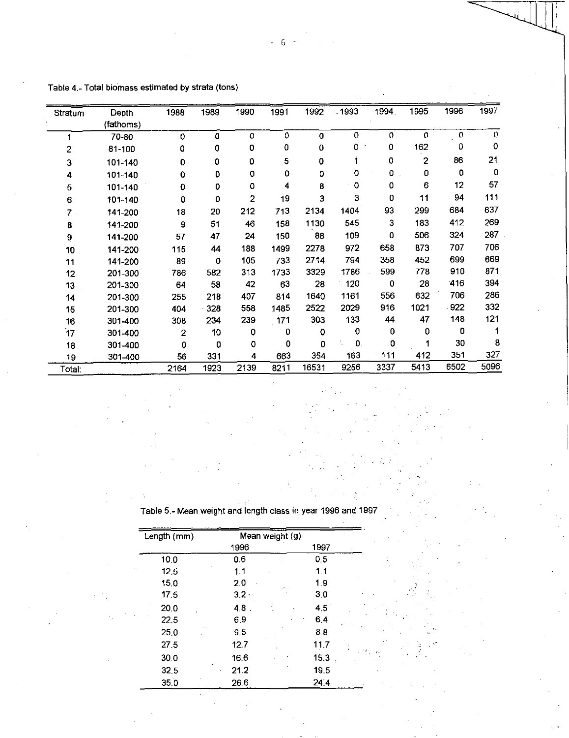Table 4.- Total biomass estimated by strata (tons)

| Stratum | Depth (fathoms) | 1988 | 1989 | 1990 | 1991 | 1992 | 1993 | 1994 | 1995 | 1996 | 1997 |
|---|---|---|---|---|---|---|---|---|---|---|---|
| 1 | 70-80 | 0 | 0 | 0 | 0 | 0 | 0 | 0 | 0 | 0 | 0 |
| 2 | 81-100 | 0 | 0 | 0 | 0 | 0 | 0 | 0 | 162 | 0 | 0 |
| 3 | 101-140 | 0 | 0 | 0 | 5 | 0 | 1 | 0 | 2 | 86 | 21 |
| 4 | 101-140 | 0 | 0 | 0 | 0 | 0 | 0 | 0 | 0 | 0 | 0 |
| 5 | 101-140 | 0 | 0 | 0 | 4 | 8 | 0 | 0 | 6 | 12 | 57 |
| 6 | 101-140 | 0 | 0 | 2 | 19 | 3 | 3 | 0 | 11 | 94 | 111 |
| 7 | 141-200 | 18 | 20 | 212 | 713 | 2134 | 1404 | 93 | 299 | 684 | 637 |
| 8 | 141-200 | 9 | 51 | 46 | 158 | 1130 | 545 | 3 | 183 | 412 | 269 |
| 9 | 141-200 | 57 | 47 | 24 | 150 | 88 | 109 | 0 | 506 | 324 | 287 |
| 10 | 141-200 | 115 | 44 | 188 | 1499 | 2278 | 972 | 658 | 873 | 707 | 706 |
| 11 | 141-200 | 89 | 0 | 105 | 733 | 2714 | 794 | 358 | 452 | 699 | 669 |
| 12 | 201-300 | 786 | 582 | 313 | 1733 | 3329 | 1786 | 599 | 778 | 910 | 871 |
| 13 | 201-300 | 64 | 58 | 42 | 63 | 28 | 120 | 0 | 28 | 416 | 394 |
| 14 | 201-300 | 255 | 218 | 407 | 814 | 1640 | 1161 | 556 | 632 | 706 | 286 |
| 15 | 201-300 | 404 | 328 | 558 | 1485 | 2522 | 2029 | 916 | 1021 | 922 | 332 |
| 16 | 301-400 | 308 | 234 | 239 | 171 | 303 | 133 | 44 | 47 | 148 | 121 |
| 17 | 301-400 | 2 | 10 | 0 | 0 | 0 | 0 | 0 | 0 | 0 | 1 |
| 18 | 301-400 | 0 | 0 | 0 | 0 | 0 | 0 | 0 | 1 | 30 | 8 |
| 19 | 301-400 | 56 | 331 | 4 | 663 | 354 | 163 | 111 | 412 | 351 | 327 |
| Total: | | 2164 | 1923 | 2139 | 8211 | 16531 | 9256 | 3337 | 5413 | 6502 | 5096 |

Table 5.- Mean weight and length class in year 1996 and 1997

| Length (mm) | Mean weight (g) | |
|---|---|---|
| | 1996 | 1997 |
| 10.0 | 0.6 | 0.5 |
| 12.5 | 1.1 | 1.1 |
| 15.0 | 2.0 | 1.9 |
| 17.5 | 3.2 | 3.0 |
| 20.0 | 4.8 | 4.5 |
| 22.5 | 6.9 | 6.4 |
| 25.0 | 9.5 | 8.8 |
| 27.5 | 12.7 | 11.7 |
| 30.0 | 16.6 | 15.3 |
| 32.5 | 21.2 | 19.5 |
| 35.0 | 26.6 | 24.4 |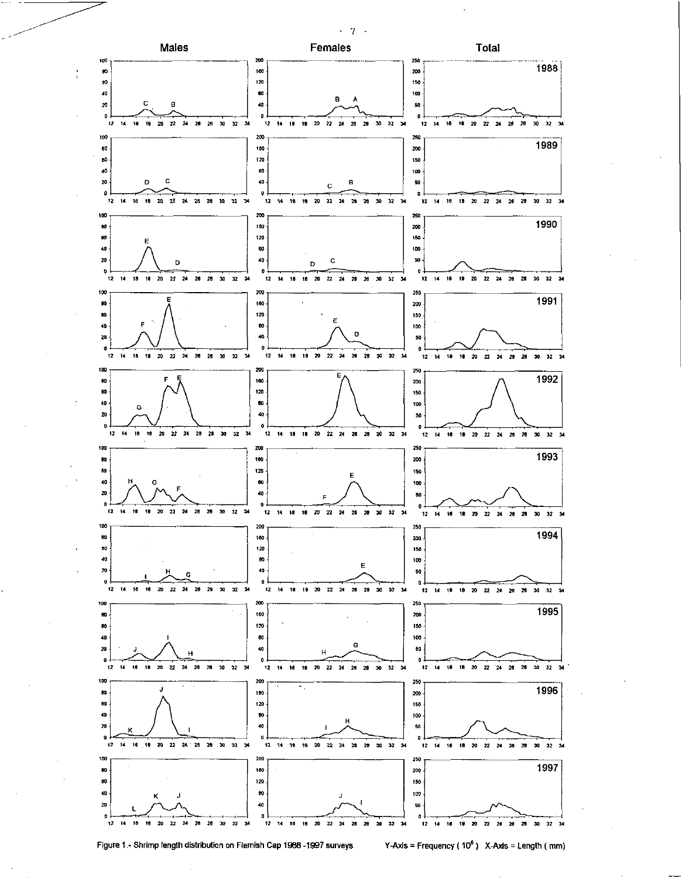Figure 1.- Shrimp length distribution on Flemish Cap 1988 -1997 surveys Y-Axis = Frequency ( $10^6$ ) X-Axis = Length ( mm)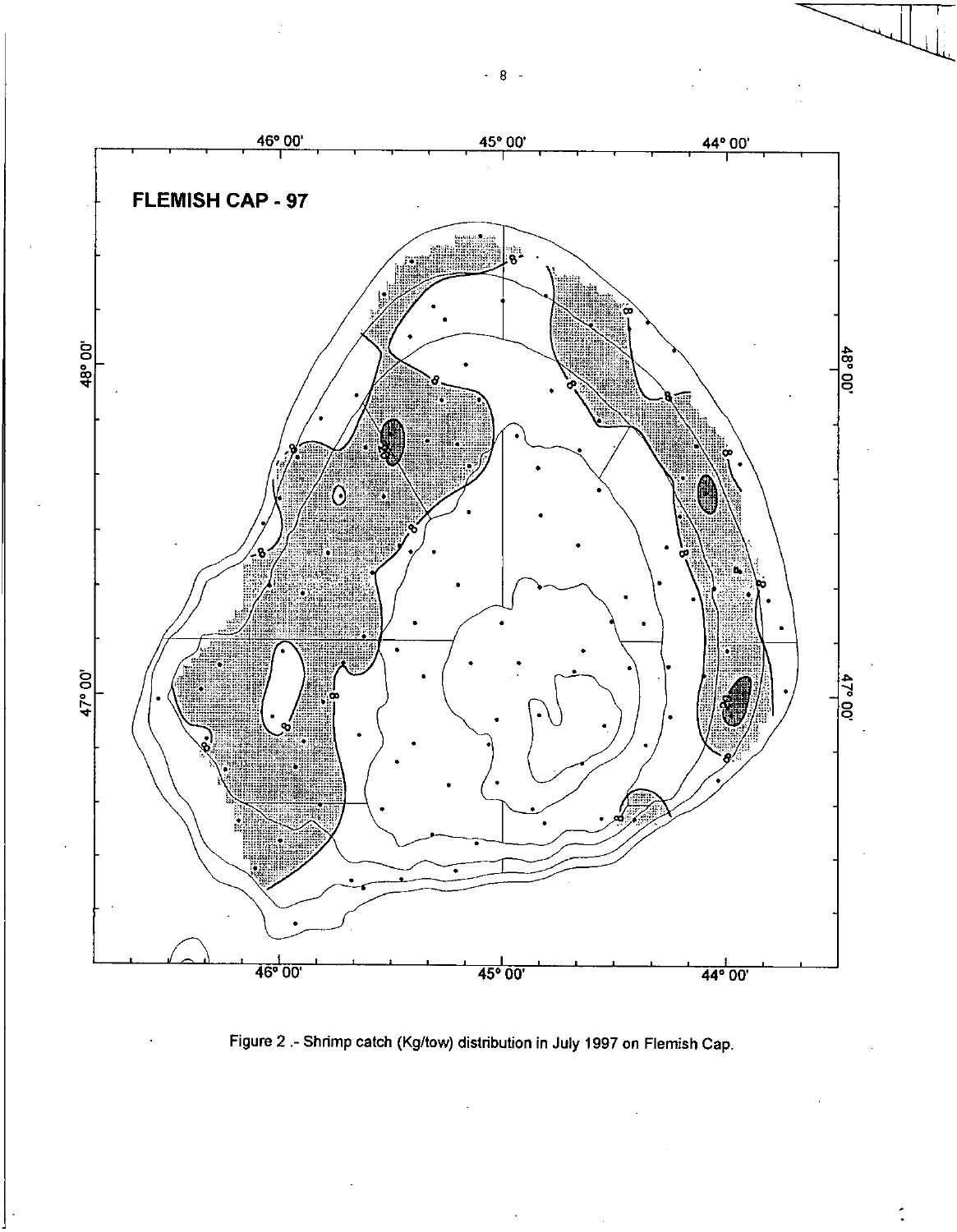FLEMISH CAP - 97

46° 00'

45° 00'

44° 00'

48° 00'

47° 00'

8

Figure 2 .- Shrimp catch (Kg/tow) distribution in July 1997 on Flemish Cap.